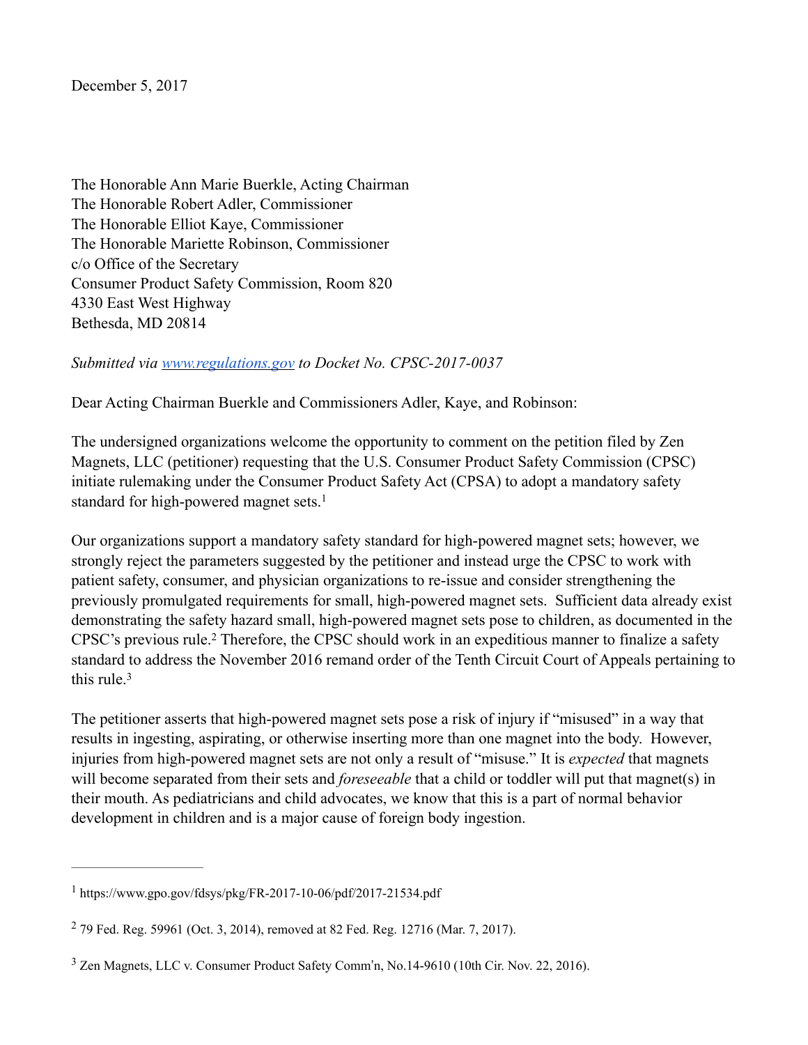December 5, 2017

The Honorable Ann Marie Buerkle, Acting Chairman
The Honorable Robert Adler, Commissioner
The Honorable Elliot Kaye, Commissioner
The Honorable Mariette Robinson, Commissioner
c/o Office of the Secretary
Consumer Product Safety Commission, Room 820
4330 East West Highway
Bethesda, MD 20814

*Submitted via [www.regulations.gov](www.regulations.gov) to Docket No. CPSC-2017-0037*

Dear Acting Chairman Buerkle and Commissioners Adler, Kaye, and Robinson:

The undersigned organizations welcome the opportunity to comment on the petition filed by Zen Magnets, LLC (petitioner) requesting that the U.S. Consumer Product Safety Commission (CPSC) initiate rulemaking under the Consumer Product Safety Act (CPSA) to adopt a mandatory safety standard for high-powered magnet sets.[1]

Our organizations support a mandatory safety standard for high-powered magnet sets; however, we strongly reject the parameters suggested by the petitioner and instead urge the CPSC to work with patient safety, consumer, and physician organizations to re-issue and consider strengthening the previously promulgated requirements for small, high-powered magnet sets. Sufficient data already exist demonstrating the safety hazard small, high-powered magnet sets pose to children, as documented in the CPSC's previous rule.[2] Therefore, the CPSC should work in an expeditious manner to finalize a safety standard to address the November 2016 remand order of the Tenth Circuit Court of Appeals pertaining to this rule.[3]

The petitioner asserts that high-powered magnet sets pose a risk of injury if "misused" in a way that results in ingesting, aspirating, or otherwise inserting more than one magnet into the body. However, injuries from high-powered magnet sets are not only a result of "misuse." It is *expected* that magnets will become separated from their sets and *foreseeable* that a child or toddler will put that magnet(s) in their mouth. As pediatricians and child advocates, we know that this is a part of normal behavior development in children and is a major cause of foreign body ingestion.

---

[1] https://www.gpo.gov/fdsys/pkg/FR-2017-10-06/pdf/2017-21534.pdf

[2] 79 Fed. Reg. 59961 (Oct. 3, 2014), removed at 82 Fed. Reg. 12716 (Mar. 7, 2017).

[3] Zen Magnets, LLC v. Consumer Product Safety Comm'n, No.14-9610 (10th Cir. Nov. 22, 2016).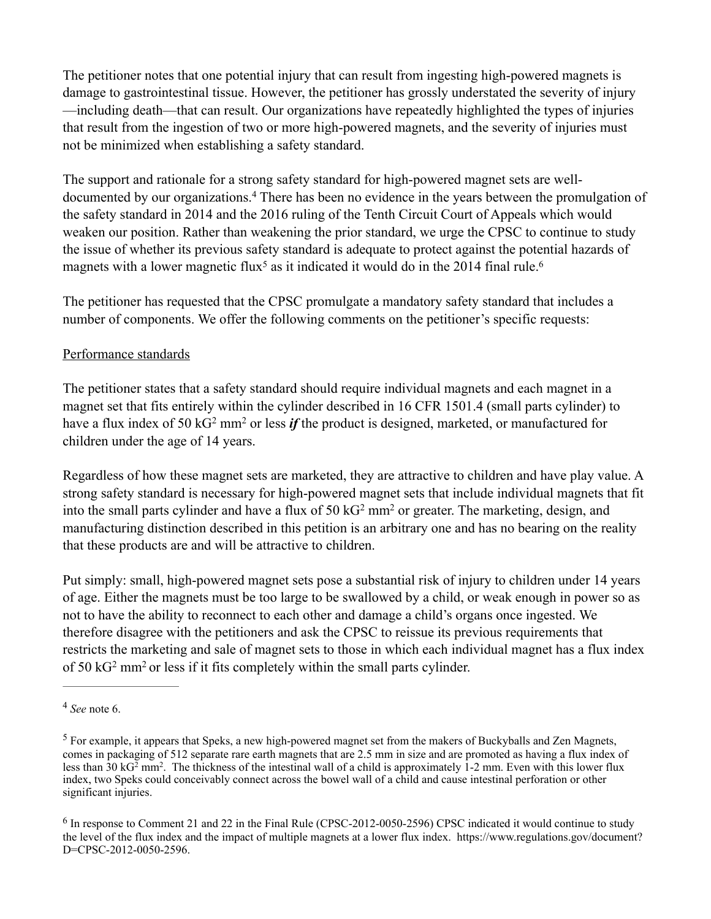The petitioner notes that one potential injury that can result from ingesting high-powered magnets is damage to gastrointestinal tissue. However, the petitioner has grossly understated the severity of injury—including death—that can result. Our organizations have repeatedly highlighted the types of injuries that result from the ingestion of two or more high-powered magnets, and the severity of injuries must not be minimized when establishing a safety standard.

The support and rationale for a strong safety standard for high-powered magnet sets are well-documented by our organizations.[4] There has been no evidence in the years between the promulgation of the safety standard in 2014 and the 2016 ruling of the Tenth Circuit Court of Appeals which would weaken our position. Rather than weakening the prior standard, we urge the CPSC to continue to study the issue of whether its previous safety standard is adequate to protect against the potential hazards of magnets with a lower magnetic flux[5] as it indicated it would do in the 2014 final rule.[6]

The petitioner has requested that the CPSC promulgate a mandatory safety standard that includes a number of components. We offer the following comments on the petitioner's specific requests:

<u>Performance standards</u>

The petitioner states that a safety standard should require individual magnets and each magnet in a magnet set that fits entirely within the cylinder described in 16 CFR 1501.4 (small parts cylinder) to have a flux index of 50 $kG^2$ $mm^2$ or less ***if*** the product is designed, marketed, or manufactured for children under the age of 14 years.

Regardless of how these magnet sets are marketed, they are attractive to children and have play value. A strong safety standard is necessary for high-powered magnet sets that include individual magnets that fit into the small parts cylinder and have a flux of 50 $kG^2$ $mm^2$ or greater. The marketing, design, and manufacturing distinction described in this petition is an arbitrary one and has no bearing on the reality that these products are and will be attractive to children.

Put simply: small, high-powered magnet sets pose a substantial risk of injury to children under 14 years of age. Either the magnets must be too large to be swallowed by a child, or weak enough in power so as not to have the ability to reconnect to each other and damage a child's organs once ingested. We therefore disagree with the petitioners and ask the CPSC to reissue its previous requirements that restricts the marketing and sale of magnet sets to those in which each individual magnet has a flux index of 50 $kG^2$ $mm^2$ or less if it fits completely within the small parts cylinder.

---

[4] *See* note 6.

[5] For example, it appears that Speks, a new high-powered magnet set from the makers of Buckyballs and Zen Magnets, comes in packaging of 512 separate rare earth magnets that are 2.5 mm in size and are promoted as having a flux index of less than 30 $kG^2$ $mm^2$. The thickness of the intestinal wall of a child is approximately 1-2 mm. Even with this lower flux index, two Speks could conceivably connect across the bowel wall of a child and cause intestinal perforation or other significant injuries.

[6] In response to Comment 21 and 22 in the Final Rule (CPSC-2012-0050-2596) CPSC indicated it would continue to study the level of the flux index and the impact of multiple magnets at a lower flux index. https://www.regulations.gov/document?D=CPSC-2012-0050-2596.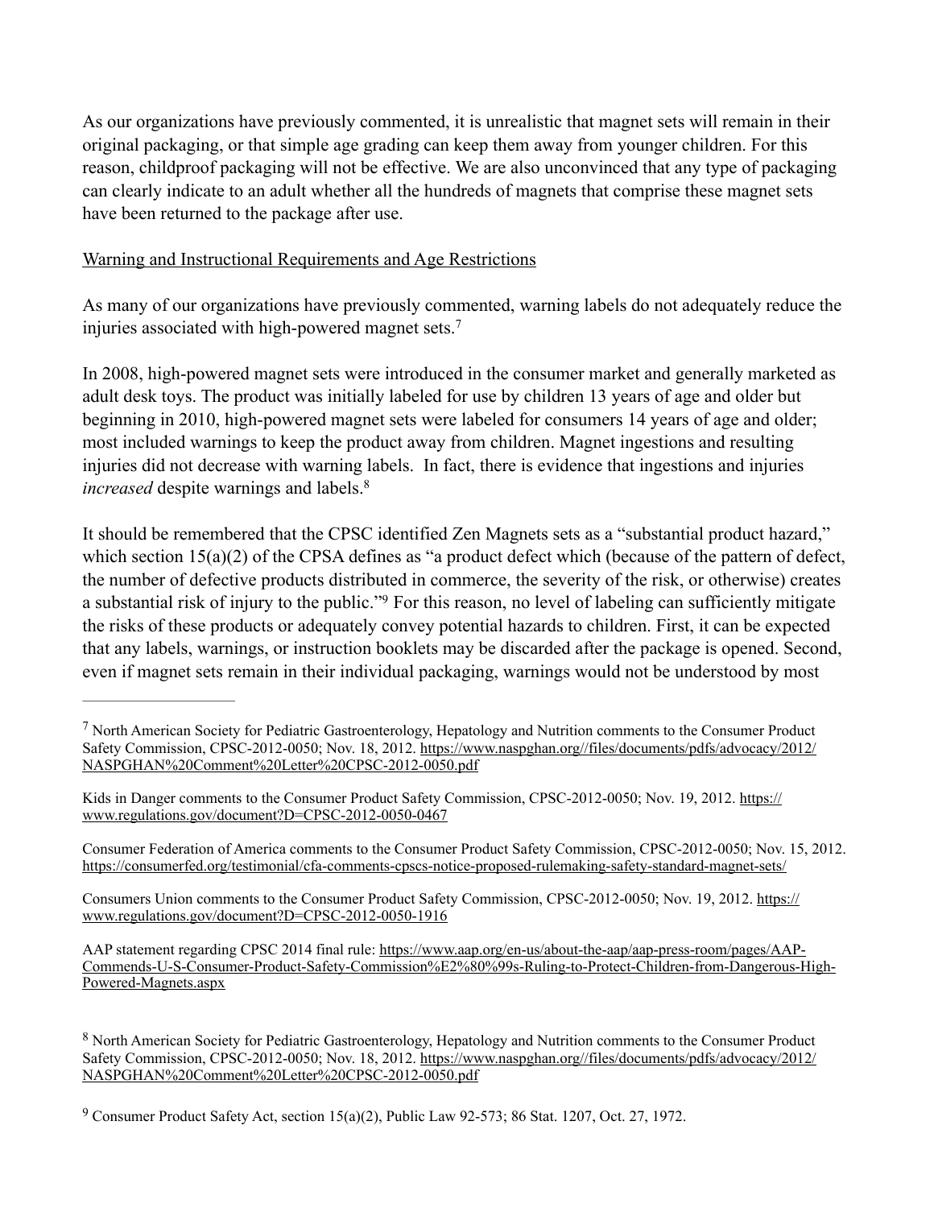As our organizations have previously commented, it is unrealistic that magnet sets will remain in their original packaging, or that simple age grading can keep them away from younger children. For this reason, childproof packaging will not be effective. We are also unconvinced that any type of packaging can clearly indicate to an adult whether all the hundreds of magnets that comprise these magnet sets have been returned to the package after use.

Warning and Instructional Requirements and Age Restrictions

As many of our organizations have previously commented, warning labels do not adequately reduce the injuries associated with high-powered magnet sets.[7]

In 2008, high-powered magnet sets were introduced in the consumer market and generally marketed as adult desk toys. The product was initially labeled for use by children 13 years of age and older but beginning in 2010, high-powered magnet sets were labeled for consumers 14 years of age and older; most included warnings to keep the product away from children. Magnet ingestions and resulting injuries did not decrease with warning labels. In fact, there is evidence that ingestions and injuries *increased* despite warnings and labels.[8]

It should be remembered that the CPSC identified Zen Magnets sets as a "substantial product hazard," which section 15(a)(2) of the CPSA defines as "a product defect which (because of the pattern of defect, the number of defective products distributed in commerce, the severity of the risk, or otherwise) creates a substantial risk of injury to the public."[9] For this reason, no level of labeling can sufficiently mitigate the risks of these products or adequately convey potential hazards to children. First, it can be expected that any labels, warnings, or instruction booklets may be discarded after the package is opened. Second, even if magnet sets remain in their individual packaging, warnings would not be understood by most

---

[7] North American Society for Pediatric Gastroenterology, Hepatology and Nutrition comments to the Consumer Product Safety Commission, CPSC-2012-0050; Nov. 18, 2012. https://www.naspghan.org//files/documents/pdfs/advocacy/2012/NASPGHAN%20Comment%20Letter%20CPSC-2012-0050.pdf

Kids in Danger comments to the Consumer Product Safety Commission, CPSC-2012-0050; Nov. 19, 2012. https://www.regulations.gov/document?D=CPSC-2012-0050-0467

Consumer Federation of America comments to the Consumer Product Safety Commission, CPSC-2012-0050; Nov. 15, 2012. https://consumerfed.org/testimonial/cfa-comments-cpscs-notice-proposed-rulemaking-safety-standard-magnet-sets/

Consumers Union comments to the Consumer Product Safety Commission, CPSC-2012-0050; Nov. 19, 2012. https://www.regulations.gov/document?D=CPSC-2012-0050-1916

AAP statement regarding CPSC 2014 final rule: https://www.aap.org/en-us/about-the-aap/aap-press-room/pages/AAP-Commends-U-S-Consumer-Product-Safety-Commission%E2%80%99s-Ruling-to-Protect-Children-from-Dangerous-High-Powered-Magnets.aspx

[8] North American Society for Pediatric Gastroenterology, Hepatology and Nutrition comments to the Consumer Product Safety Commission, CPSC-2012-0050; Nov. 18, 2012. https://www.naspghan.org//files/documents/pdfs/advocacy/2012/NASPGHAN%20Comment%20Letter%20CPSC-2012-0050.pdf

[9] Consumer Product Safety Act, section 15(a)(2), Public Law 92-573; 86 Stat. 1207, Oct. 27, 1972.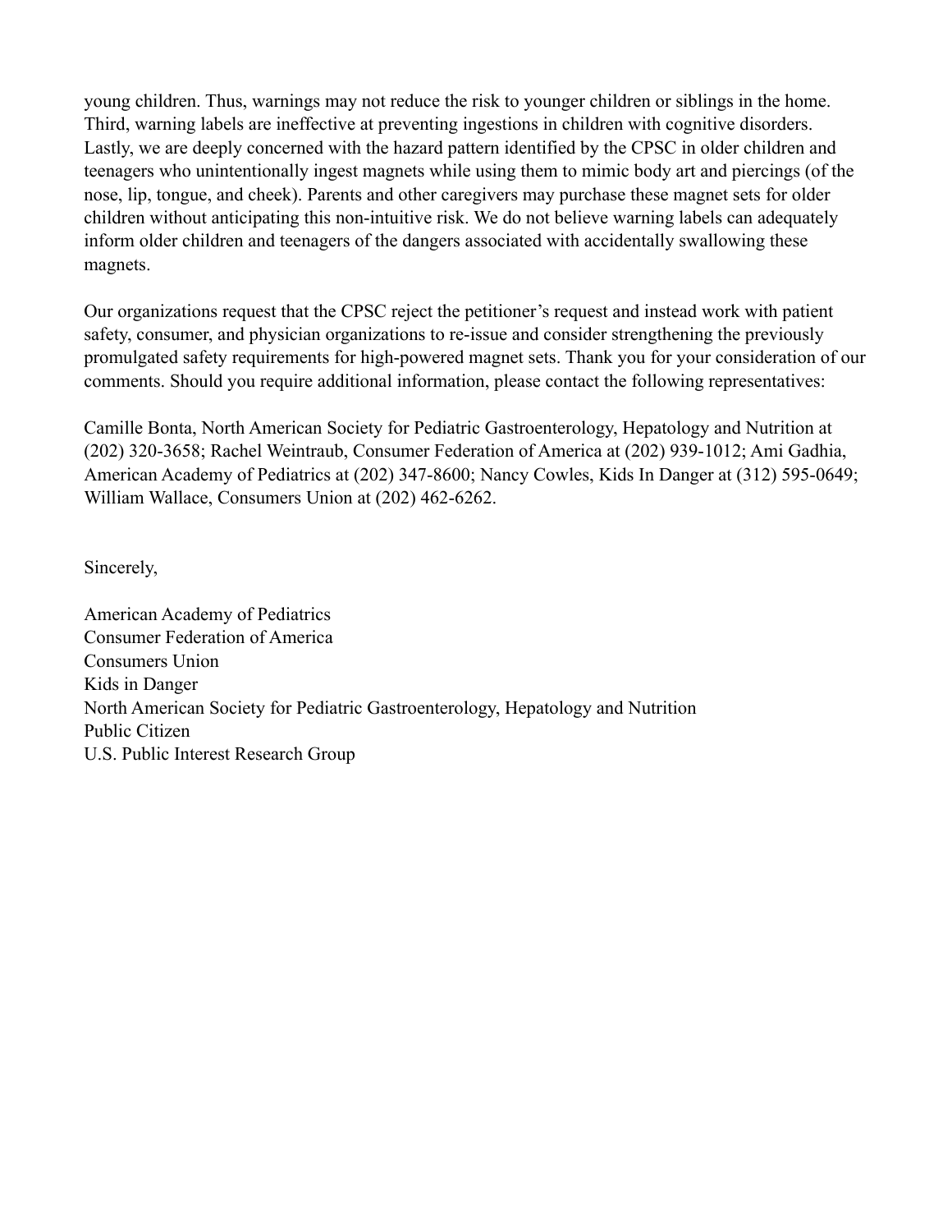young children. Thus, warnings may not reduce the risk to younger children or siblings in the home. Third, warning labels are ineffective at preventing ingestions in children with cognitive disorders. Lastly, we are deeply concerned with the hazard pattern identified by the CPSC in older children and teenagers who unintentionally ingest magnets while using them to mimic body art and piercings (of the nose, lip, tongue, and cheek). Parents and other caregivers may purchase these magnet sets for older children without anticipating this non-intuitive risk. We do not believe warning labels can adequately inform older children and teenagers of the dangers associated with accidentally swallowing these magnets.

Our organizations request that the CPSC reject the petitioner's request and instead work with patient safety, consumer, and physician organizations to re-issue and consider strengthening the previously promulgated safety requirements for high-powered magnet sets. Thank you for your consideration of our comments. Should you require additional information, please contact the following representatives:

Camille Bonta, North American Society for Pediatric Gastroenterology, Hepatology and Nutrition at (202) 320-3658; Rachel Weintraub, Consumer Federation of America at (202) 939-1012; Ami Gadhia, American Academy of Pediatrics at (202) 347-8600; Nancy Cowles, Kids In Danger at (312) 595-0649; William Wallace, Consumers Union at (202) 462-6262.

Sincerely,

American Academy of Pediatrics
Consumer Federation of America
Consumers Union
Kids in Danger
North American Society for Pediatric Gastroenterology, Hepatology and Nutrition
Public Citizen
U.S. Public Interest Research Group